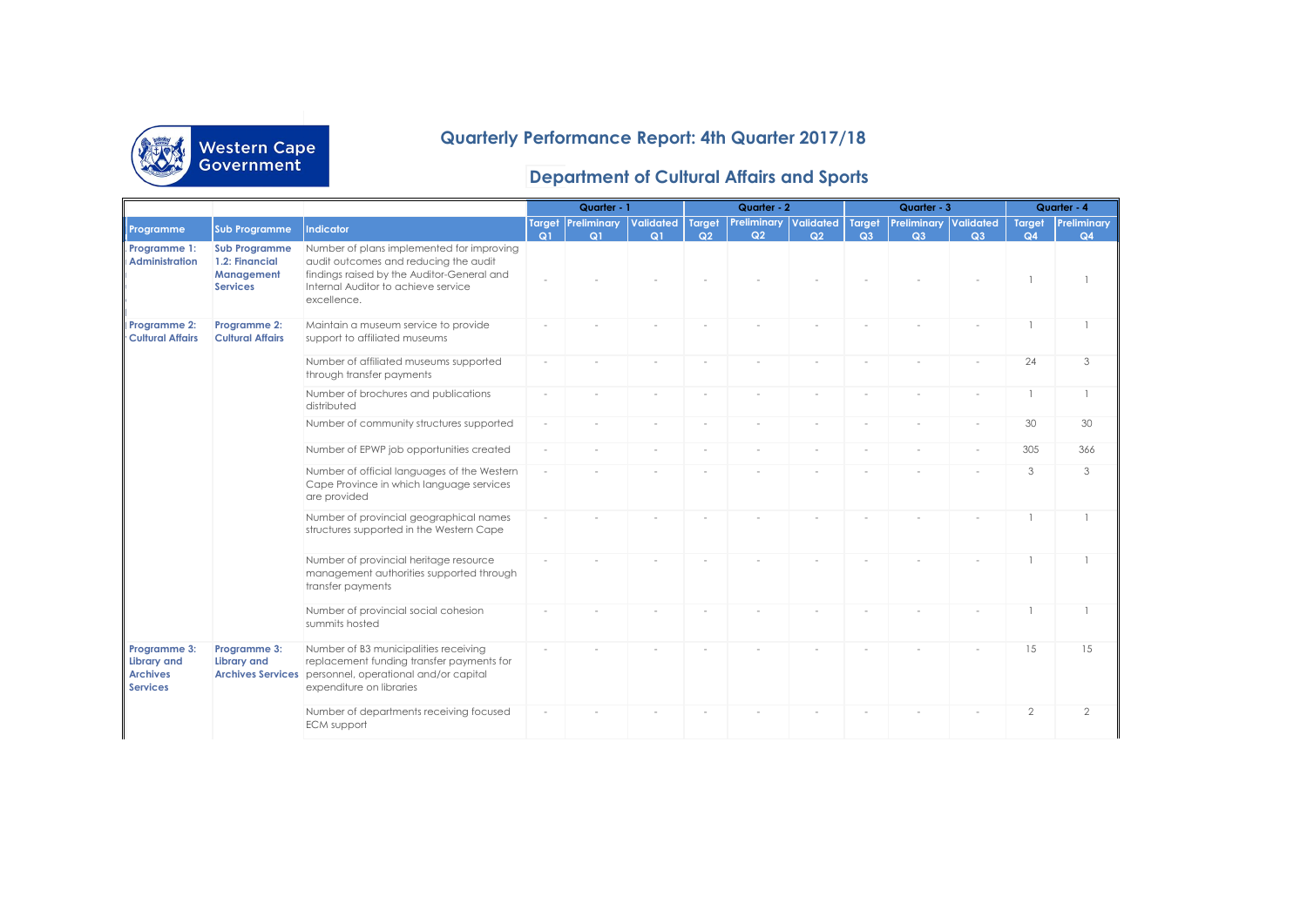Western Cape Government

# Quarterly Performance Report: 4th Quarter 2017/18

## Department of Cultural Affairs and Sports

| | | | Quarter - 1 | | | Quarter - 2 | | | Quarter - 3 | | | Quarter - 4 | |
|---|---|---|---|---|---|---|---|---|---|---|---|---|---|
| Programme | Sub Programme | Indicator | Target Q1 | Preliminary Q1 | Validated Q1 | Target Q2 | Preliminary Q2 | Validated Q2 | Target Q3 | Preliminary Q3 | Validated Q3 | Target Q4 | Preliminary Q4 |
| **Programme 1: Administration** | **Sub Programme 1.2: Financial Management Services** | Number of plans implemented for improving audit outcomes and reducing the audit findings raised by the Auditor-General and Internal Auditor to achieve service excellence. | - | - | - | - | - | - | - | - | - | 1 | 1 |
| **Programme 2: Cultural Affairs** | **Programme 2: Cultural Affairs** | Maintain a museum service to provide support to affiliated museums | - | - | - | - | - | - | - | - | - | 1 | 1 |
| | | Number of affiliated museums supported through transfer payments | - | - | - | - | - | - | - | - | - | 24 | 3 |
| | | Number of brochures and publications distributed | - | - | - | - | - | - | - | - | - | 1 | 1 |
| | | Number of community structures supported | - | - | - | - | - | - | - | - | - | 30 | 30 |
| | | Number of EPWP job opportunities created | - | - | - | - | - | - | - | - | - | 305 | 366 |
| | | Number of official languages of the Western Cape Province in which language services are provided | - | - | - | - | - | - | - | - | - | 3 | 3 |
| | | Number of provincial geographical names structures supported in the Western Cape | - | - | - | - | - | - | - | - | - | 1 | 1 |
| | | Number of provincial heritage resource management authorities supported through transfer payments | - | - | - | - | - | - | - | - | - | 1 | 1 |
| | | Number of provincial social cohesion summits hosted | - | - | - | - | - | - | - | - | - | 1 | 1 |
| **Programme 3: Library and Archives Services** | **Programme 3: Library and Archives Services** | Number of B3 municipalities receiving replacement funding transfer payments for personnel, operational and/or capital expenditure on libraries | - | - | - | - | - | - | - | - | - | 15 | 15 |
| | | Number of departments receiving focused ECM support | - | - | - | - | - | - | - | - | - | 2 | 2 |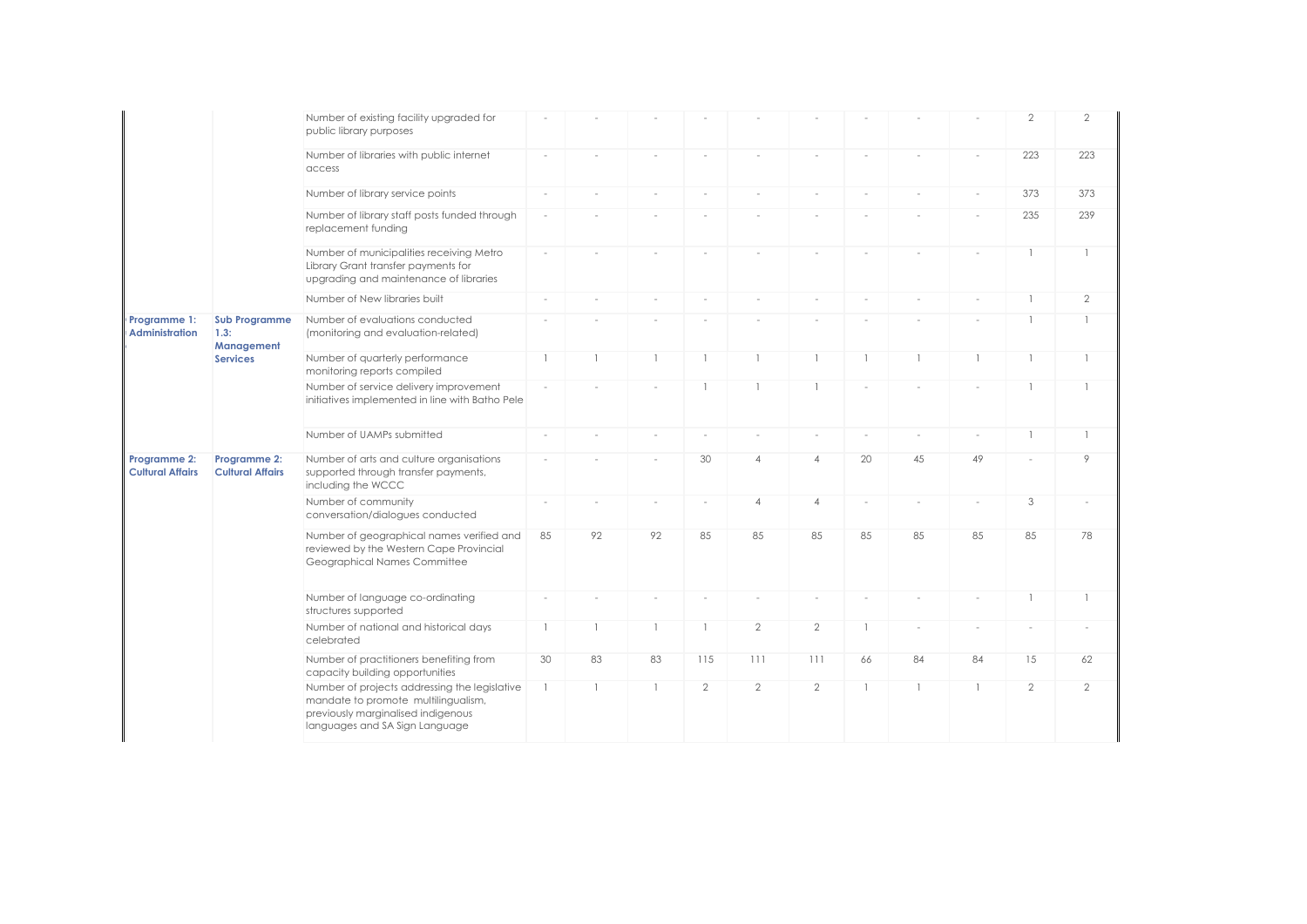| | | | | | | | | | | | | | |
|---|---|---|---|---|---|---|---|---|---|---|---|---|---|
| | | Number of existing facility upgraded for public library purposes | - | - | - | - | - | - | - | - | - | 2 | 2 |
| | | Number of libraries with public internet access | - | - | - | - | - | - | - | - | - | 223 | 223 |
| | | Number of library service points | - | - | - | - | - | - | - | - | - | 373 | 373 |
| | | Number of library staff posts funded through replacement funding | - | - | - | - | - | - | - | - | - | 235 | 239 |
| | | Number of municipalities receiving Metro Library Grant transfer payments for upgrading and maintenance of libraries | - | - | - | - | - | - | - | - | - | 1 | 1 |
| | | Number of New libraries built | - | - | - | - | - | - | - | - | - | 1 | 2 |
| **Programme 1: Administration** | **Sub Programme 1.3: Management Services** | Number of evaluations conducted (monitoring and evaluation-related) | - | - | - | - | - | - | - | - | - | 1 | 1 |
| | | Number of quarterly performance monitoring reports compiled | 1 | 1 | 1 | 1 | 1 | 1 | 1 | 1 | 1 | 1 | 1 |
| | | Number of service delivery improvement initiatives implemented in line with Batho Pele | - | - | - | 1 | 1 | 1 | - | - | - | 1 | 1 |
| | | Number of UAMPs submitted | - | - | - | - | - | - | - | - | - | 1 | 1 |
| **Programme 2: Cultural Affairs** | **Programme 2: Cultural Affairs** | Number of arts and culture organisations supported through transfer payments, including the WCCC | - | - | - | 30 | 4 | 4 | 20 | 45 | 49 | - | 9 |
| | | Number of community conversation/dialogues conducted | - | - | - | - | 4 | 4 | - | - | - | 3 | - |
| | | Number of geographical names verified and reviewed by the Western Cape Provincial Geographical Names Committee | 85 | 92 | 92 | 85 | 85 | 85 | 85 | 85 | 85 | 85 | 78 |
| | | Number of language co-ordinating structures supported | - | - | - | - | - | - | - | - | - | 1 | 1 |
| | | Number of national and historical days celebrated | 1 | 1 | 1 | 1 | 2 | 2 | 1 | - | - | - | - |
| | | Number of practitioners benefiting from capacity building opportunities | 30 | 83 | 83 | 115 | 111 | 111 | 66 | 84 | 84 | 15 | 62 |
| | | Number of projects addressing the legislative mandate to promote multilingualism, previously marginalised indigenous languages and SA Sign Language | 1 | 1 | 1 | 2 | 2 | 2 | 1 | 1 | 1 | 2 | 2 |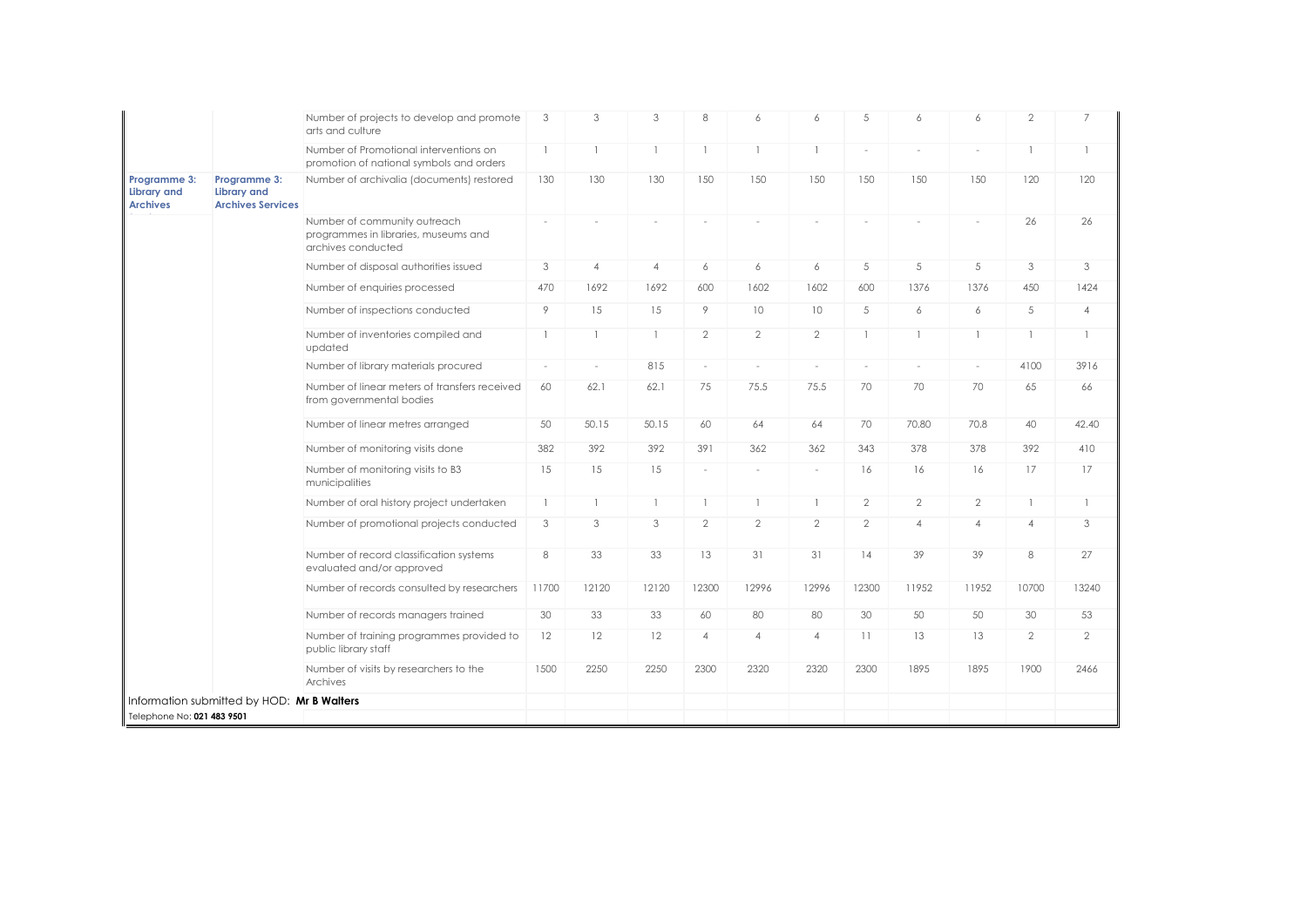| | | | | | | | | | | | | | |
|---|---|---|---|---|---|---|---|---|---|---|---|---|---|
| | | Number of projects to develop and promote arts and culture | 3 | 3 | 3 | 8 | 6 | 6 | 5 | 6 | 6 | 2 | 7 |
| | | Number of Promotional interventions on promotion of national symbols and orders | 1 | 1 | 1 | 1 | 1 | 1 | - | - | - | 1 | 1 |
| **Programme 3: Library and Archives** | **Programme 3: Library and Archives Services** | Number of archivalia (documents) restored | 130 | 130 | 130 | 150 | 150 | 150 | 150 | 150 | 150 | 120 | 120 |
| | | Number of community outreach programmes in libraries, museums and archives conducted | - | - | - | - | - | - | - | - | - | 26 | 26 |
| | | Number of disposal authorities issued | 3 | 4 | 4 | 6 | 6 | 6 | 5 | 5 | 5 | 3 | 3 |
| | | Number of enquiries processed | 470 | 1692 | 1692 | 600 | 1602 | 1602 | 600 | 1376 | 1376 | 450 | 1424 |
| | | Number of inspections conducted | 9 | 15 | 15 | 9 | 10 | 10 | 5 | 6 | 6 | 5 | 4 |
| | | Number of inventories compiled and updated | 1 | 1 | 1 | 2 | 2 | 2 | 1 | 1 | 1 | 1 | 1 |
| | | Number of library materials procured | - | - | 815 | - | - | - | - | - | - | 4100 | 3916 |
| | | Number of linear meters of transfers received from governmental bodies | 60 | 62.1 | 62.1 | 75 | 75.5 | 75.5 | 70 | 70 | 70 | 65 | 66 |
| | | Number of linear metres arranged | 50 | 50.15 | 50.15 | 60 | 64 | 64 | 70 | 70.80 | 70.8 | 40 | 42.40 |
| | | Number of monitoring visits done | 382 | 392 | 392 | 391 | 362 | 362 | 343 | 378 | 378 | 392 | 410 |
| | | Number of monitoring visits to B3 municipalities | 15 | 15 | 15 | - | - | - | 16 | 16 | 16 | 17 | 17 |
| | | Number of oral history project undertaken | 1 | 1 | 1 | 1 | 1 | 1 | 2 | 2 | 2 | 1 | 1 |
| | | Number of promotional projects conducted | 3 | 3 | 3 | 2 | 2 | 2 | 2 | 4 | 4 | 4 | 3 |
| | | Number of record classification systems evaluated and/or approved | 8 | 33 | 33 | 13 | 31 | 31 | 14 | 39 | 39 | 8 | 27 |
| | | Number of records consulted by researchers | 11700 | 12120 | 12120 | 12300 | 12996 | 12996 | 12300 | 11952 | 11952 | 10700 | 13240 |
| | | Number of records managers trained | 30 | 33 | 33 | 60 | 80 | 80 | 30 | 50 | 50 | 30 | 53 |
| | | Number of training programmes provided to public library staff | 12 | 12 | 12 | 4 | 4 | 4 | 11 | 13 | 13 | 2 | 2 |
| | | Number of visits by researchers to the Archives | 1500 | 2250 | 2250 | 2300 | 2320 | 2320 | 2300 | 1895 | 1895 | 1900 | 2466 |

Information submitted by HOD: **Mr B Walters**

Telephone No: **021 483 9501**